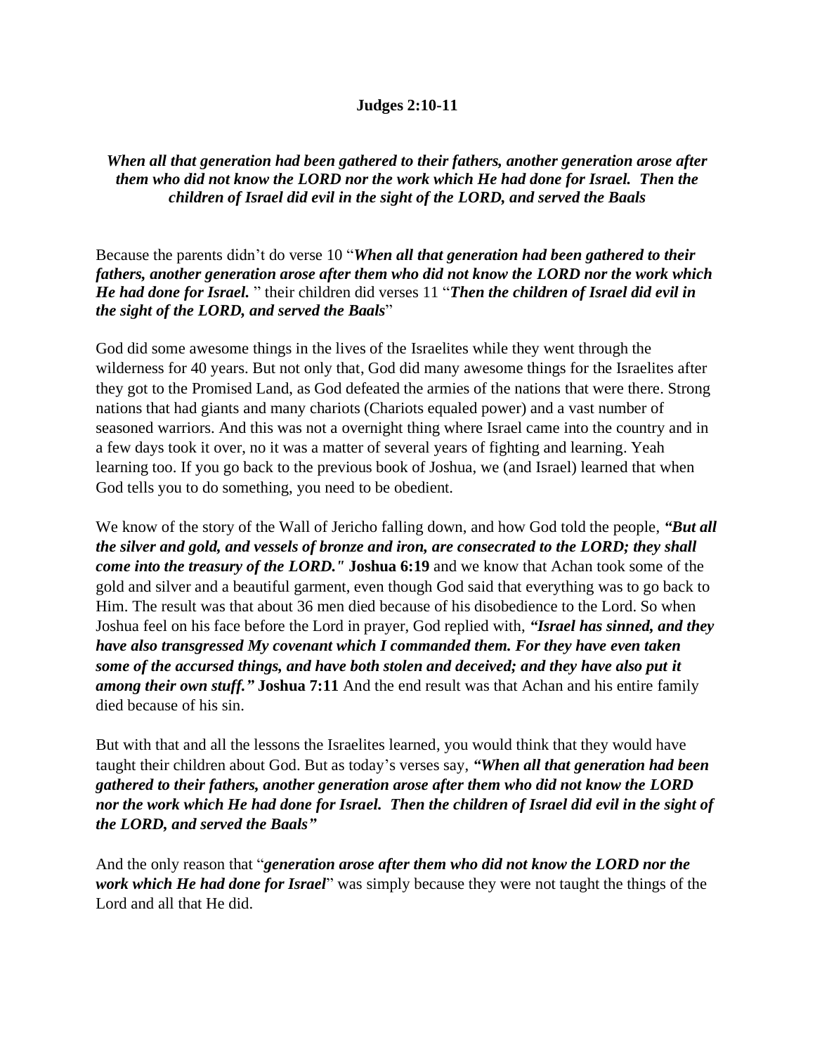**Judges 2:10-11**

***When all that generation had been gathered to their fathers, another generation arose after them who did not know the LORD nor the work which He had done for Israel. Then the children of Israel did evil in the sight of the LORD, and served the Baals***

Because the parents didn't do verse 10 "***When all that generation had been gathered to their fathers, another generation arose after them who did not know the LORD nor the work which He had done for Israel.*** " their children did verses 11 "***Then the children of Israel did evil in the sight of the LORD, and served the Baals***"

God did some awesome things in the lives of the Israelites while they went through the wilderness for 40 years. But not only that, God did many awesome things for the Israelites after they got to the Promised Land, as God defeated the armies of the nations that were there. Strong nations that had giants and many chariots (Chariots equaled power) and a vast number of seasoned warriors. And this was not a overnight thing where Israel came into the country and in a few days took it over, no it was a matter of several years of fighting and learning. Yeah learning too. If you go back to the previous book of Joshua, we (and Israel) learned that when God tells you to do something, you need to be obedient.

We know of the story of the Wall of Jericho falling down, and how God told the people, ***"But all the silver and gold, and vessels of bronze and iron, are consecrated to the LORD; they shall come into the treasury of the LORD."*** **Joshua 6:19** and we know that Achan took some of the gold and silver and a beautiful garment, even though God said that everything was to go back to Him. The result was that about 36 men died because of his disobedience to the Lord. So when Joshua feel on his face before the Lord in prayer, God replied with, ***"Israel has sinned, and they have also transgressed My covenant which I commanded them. For they have even taken some of the accursed things, and have both stolen and deceived; and they have also put it among their own stuff."*** **Joshua 7:11** And the end result was that Achan and his entire family died because of his sin.

But with that and all the lessons the Israelites learned, you would think that they would have taught their children about God. But as today's verses say, ***"When all that generation had been gathered to their fathers, another generation arose after them who did not know the LORD nor the work which He had done for Israel. Then the children of Israel did evil in the sight of the LORD, and served the Baals"***

And the only reason that "***generation arose after them who did not know the LORD nor the work which He had done for Israel***" was simply because they were not taught the things of the Lord and all that He did.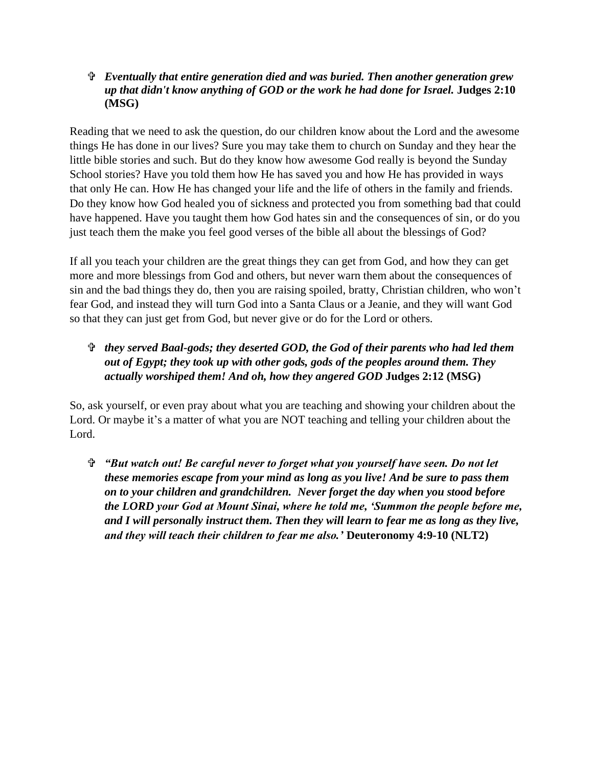- ***Eventually that entire generation died and was buried. Then another generation grew up that didn't know anything of GOD or the work he had done for Israel.*** **Judges 2:10 (MSG)**

Reading that we need to ask the question, do our children know about the Lord and the awesome things He has done in our lives? Sure you may take them to church on Sunday and they hear the little bible stories and such. But do they know how awesome God really is beyond the Sunday School stories? Have you told them how He has saved you and how He has provided in ways that only He can. How He has changed your life and the life of others in the family and friends. Do they know how God healed you of sickness and protected you from something bad that could have happened. Have you taught them how God hates sin and the consequences of sin, or do you just teach them the make you feel good verses of the bible all about the blessings of God?

If all you teach your children are the great things they can get from God, and how they can get more and more blessings from God and others, but never warn them about the consequences of sin and the bad things they do, then you are raising spoiled, bratty, Christian children, who won't fear God, and instead they will turn God into a Santa Claus or a Jeanie, and they will want God so that they can just get from God, but never give or do for the Lord or others.

- ***they served Baal-gods; they deserted GOD, the God of their parents who had led them out of Egypt; they took up with other gods, gods of the peoples around them. They actually worshiped them! And oh, how they angered GOD*** **Judges 2:12 (MSG)**

So, ask yourself, or even pray about what you are teaching and showing your children about the Lord. Or maybe it's a matter of what you are NOT teaching and telling your children about the Lord.

- ***"But watch out! Be careful never to forget what you yourself have seen. Do not let these memories escape from your mind as long as you live! And be sure to pass them on to your children and grandchildren. Never forget the day when you stood before the LORD your God at Mount Sinai, where he told me, 'Summon the people before me, and I will personally instruct them. Then they will learn to fear me as long as they live, and they will teach their children to fear me also.'*** **Deuteronomy 4:9-10 (NLT2)**